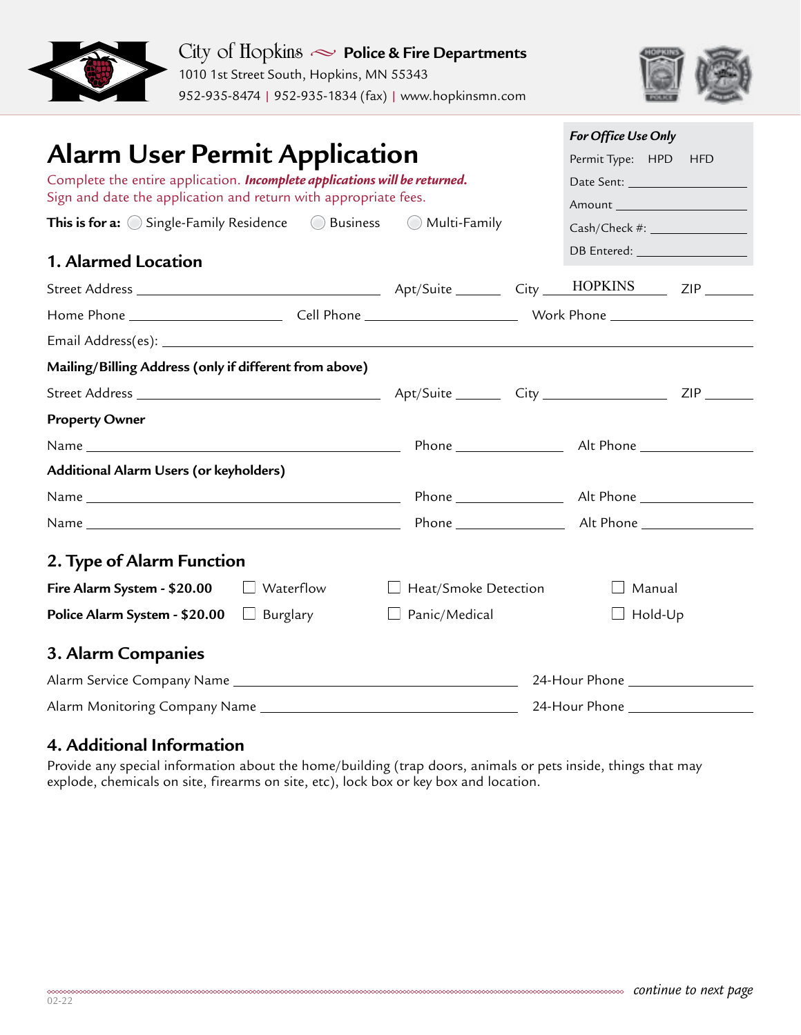City of Hopkins ~ **Police & Fire Departments**
1010 1st Street South, Hopkins, MN 55343
952-935-8474 | 952-935-1834 (fax) | www.hopkinsmn.com

# Alarm User Permit Application

| *For Office Use Only* |
|---|
| Permit Type: HPD HFD |
| Date Sent: ____________ |
| Amount ____________ |
| Cash/Check #: ____________ |
| DB Entered: ____________ |

Complete the entire application. ***Incomplete applications will be returned.***
Sign and date the application and return with appropriate fees.

**This is for a:** ◯ Single-Family Residence ◯ Business ◯ Multi-Family

## 1. Alarmed Location

Street Address ____________ Apt/Suite ______ City HOPKINS ZIP ______

Home Phone ____________ Cell Phone ____________ Work Phone ____________

Email Address(es): ____________

**Mailing/Billing Address (only if different from above)**

Street Address ____________ Apt/Suite ______ City ____________ ZIP ______

**Property Owner**

Name ____________ Phone ____________ Alt Phone ____________

**Additional Alarm Users (or keyholders)**

Name ____________ Phone ____________ Alt Phone ____________

Name ____________ Phone ____________ Alt Phone ____________

## 2. Type of Alarm Function

**Fire Alarm System - $20.00** ☐ Waterflow ☐ Heat/Smoke Detection ☐ Manual

**Police Alarm System - $20.00** ☐ Burglary ☐ Panic/Medical ☐ Hold-Up

## 3. Alarm Companies

Alarm Service Company Name ____________ 24-Hour Phone ____________

Alarm Monitoring Company Name ____________ 24-Hour Phone ____________

## 4. Additional Information

Provide any special information about the home/building (trap doors, animals or pets inside, things that may explode, chemicals on site, firearms on site, etc), lock box or key box and location.

*continue to next page*

02-22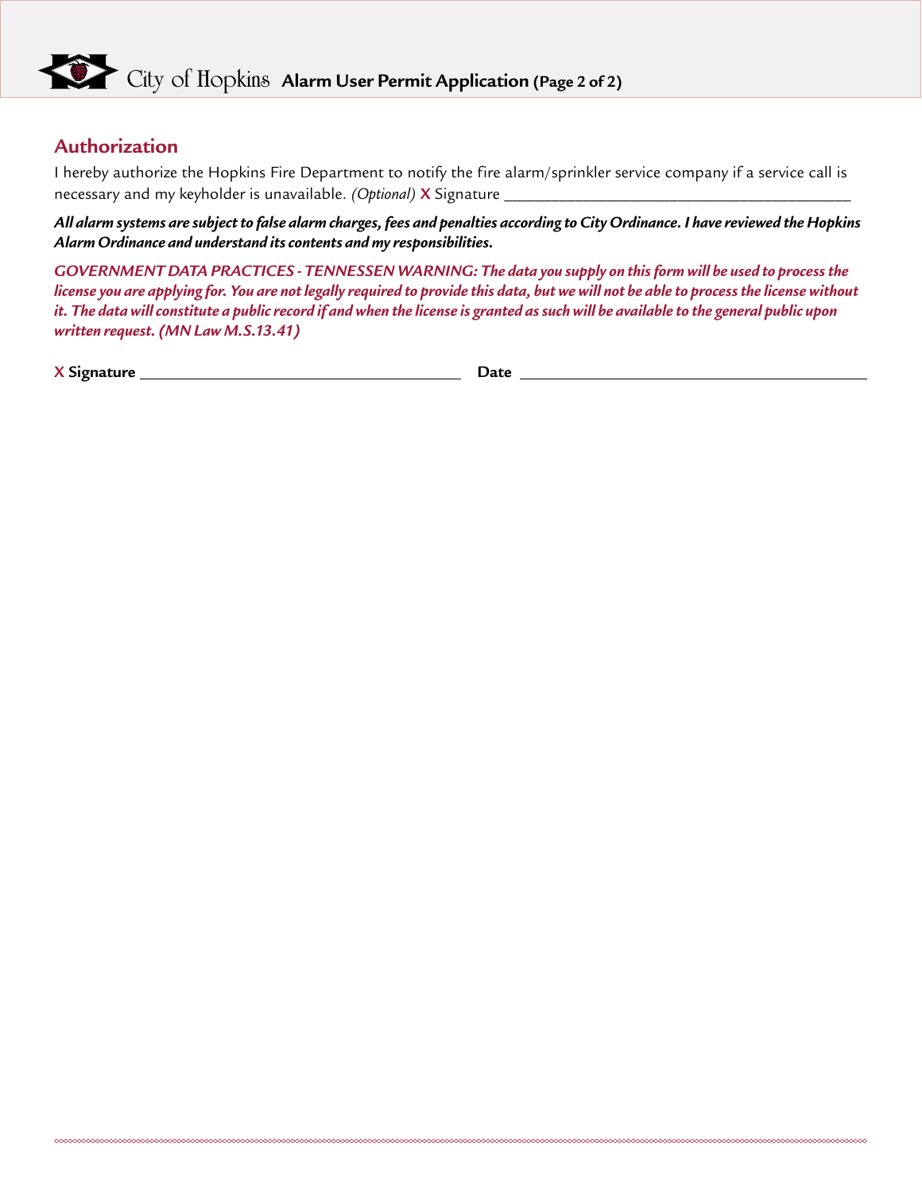## Authorization

I hereby authorize the Hopkins Fire Department to notify the fire alarm/sprinkler service company if a service call is necessary and my keyholder is unavailable. *(Optional)* **X** Signature ___________________________________________

***All alarm systems are subject to false alarm charges, fees and penalties according to City Ordinance. I have reviewed the Hopkins Alarm Ordinance and understand its contents and my responsibilities.***

***GOVERNMENT DATA PRACTICES - TENNESSEN WARNING: The data you supply on this form will be used to process the license you are applying for. You are not legally required to provide this data, but we will not be able to process the license without it. The data will constitute a public record if and when the license is granted as such will be available to the general public upon written request. (MN Law M.S.13.41)***

**X Signature** ________________________________________ **Date** ________________________________________